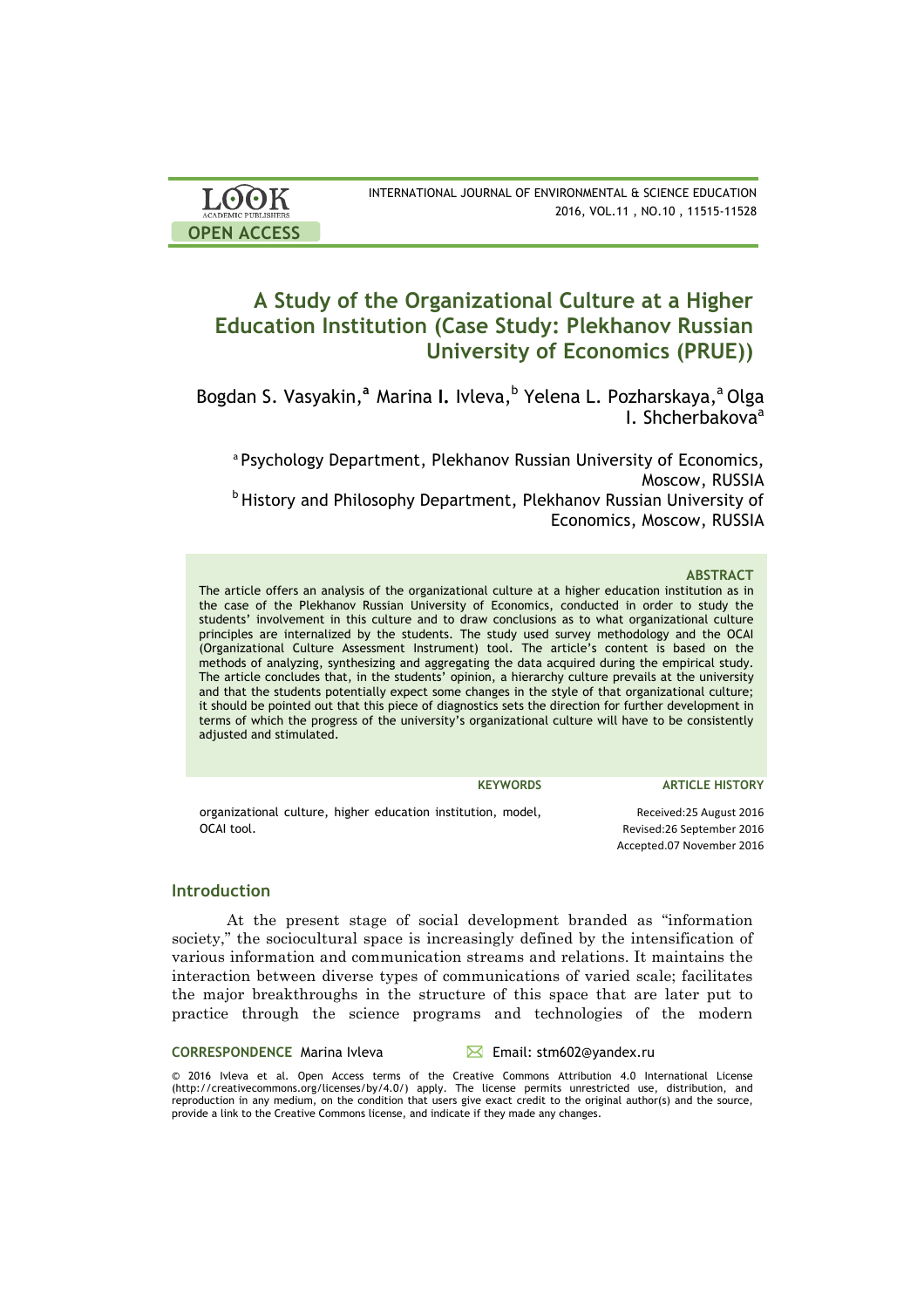# A Study of the Organizational Culture at a Higher Education Institution (Case Study: Plekhanov Russian University of Economics (PRUE))

Bogdan S. Vasyakin,[a] Marina I. Ivleva,[b] Yelena L. Pozharskaya,[a] Olga I. Shcherbakova[a]

[a] Psychology Department, Plekhanov Russian University of Economics, Moscow, RUSSIA
[b] History and Philosophy Department, Plekhanov Russian University of Economics, Moscow, RUSSIA

### ABSTRACT

The article offers an analysis of the organizational culture at a higher education institution as in the case of the Plekhanov Russian University of Economics, conducted in order to study the students' involvement in this culture and to draw conclusions as to what organizational culture principles are internalized by the students. The study used survey methodology and the OCAI (Organizational Culture Assessment Instrument) tool. The article's content is based on the methods of analyzing, synthesizing and aggregating the data acquired during the empirical study. The article concludes that, in the students' opinion, a hierarchy culture prevails at the university and that the students potentially expect some changes in the style of that organizational culture; it should be pointed out that this piece of diagnostics sets the direction for further development in terms of which the progress of the university's organizational culture will have to be consistently adjusted and stimulated.

**KEYWORDS**

organizational culture, higher education institution, model, OCAI tool.

**ARTICLE HISTORY**

Received:25 August 2016
Revised:26 September 2016
Accepted:07 November 2016

## Introduction

At the present stage of social development branded as "information society," the sociocultural space is increasingly defined by the intensification of various information and communication streams and relations. It maintains the interaction between diverse types of communications of varied scale; facilitates the major breakthroughs in the structure of this space that are later put to practice through the science programs and technologies of the modern

**CORRESPONDENCE** Marina Ivleva Email: stm602@yandex.ru

© 2016 Ivleva et al. Open Access terms of the Creative Commons Attribution 4.0 International License (http://creativecommons.org/licenses/by/4.0/) apply. The license permits unrestricted use, distribution, and reproduction in any medium, on the condition that users give exact credit to the original author(s) and the source, provide a link to the Creative Commons license, and indicate if they made any changes.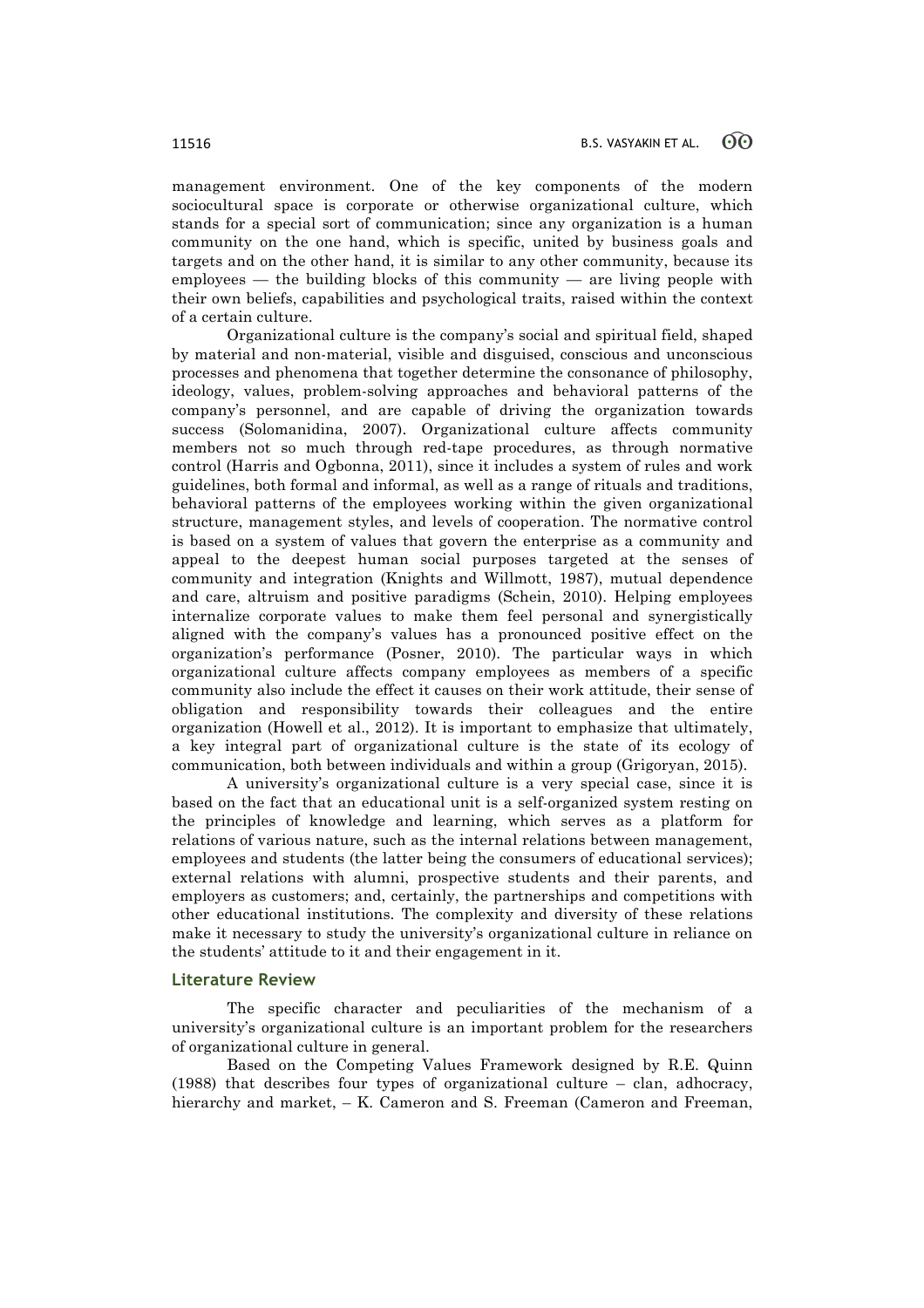management environment. One of the key components of the modern sociocultural space is corporate or otherwise organizational culture, which stands for a special sort of communication; since any organization is a human community on the one hand, which is specific, united by business goals and targets and on the other hand, it is similar to any other community, because its employees — the building blocks of this community — are living people with their own beliefs, capabilities and psychological traits, raised within the context of a certain culture.

Organizational culture is the company's social and spiritual field, shaped by material and non-material, visible and disguised, conscious and unconscious processes and phenomena that together determine the consonance of philosophy, ideology, values, problem-solving approaches and behavioral patterns of the company's personnel, and are capable of driving the organization towards success (Solomanidina, 2007). Organizational culture affects community members not so much through red-tape procedures, as through normative control (Harris and Ogbonna, 2011), since it includes a system of rules and work guidelines, both formal and informal, as well as a range of rituals and traditions, behavioral patterns of the employees working within the given organizational structure, management styles, and levels of cooperation. The normative control is based on a system of values that govern the enterprise as a community and appeal to the deepest human social purposes targeted at the senses of community and integration (Knights and Willmott, 1987), mutual dependence and care, altruism and positive paradigms (Schein, 2010). Helping employees internalize corporate values to make them feel personal and synergistically aligned with the company's values has a pronounced positive effect on the organization's performance (Posner, 2010). The particular ways in which organizational culture affects company employees as members of a specific community also include the effect it causes on their work attitude, their sense of obligation and responsibility towards their colleagues and the entire organization (Howell et al., 2012). It is important to emphasize that ultimately, a key integral part of organizational culture is the state of its ecology of communication, both between individuals and within a group (Grigoryan, 2015).

A university's organizational culture is a very special case, since it is based on the fact that an educational unit is a self-organized system resting on the principles of knowledge and learning, which serves as a platform for relations of various nature, such as the internal relations between management, employees and students (the latter being the consumers of educational services); external relations with alumni, prospective students and their parents, and employers as customers; and, certainly, the partnerships and competitions with other educational institutions. The complexity and diversity of these relations make it necessary to study the university's organizational culture in reliance on the students' attitude to it and their engagement in it.

## Literature Review

The specific character and peculiarities of the mechanism of a university's organizational culture is an important problem for the researchers of organizational culture in general.

Based on the Competing Values Framework designed by R.E. Quinn (1988) that describes four types of organizational culture – clan, adhocracy, hierarchy and market, – K. Cameron and S. Freeman (Cameron and Freeman,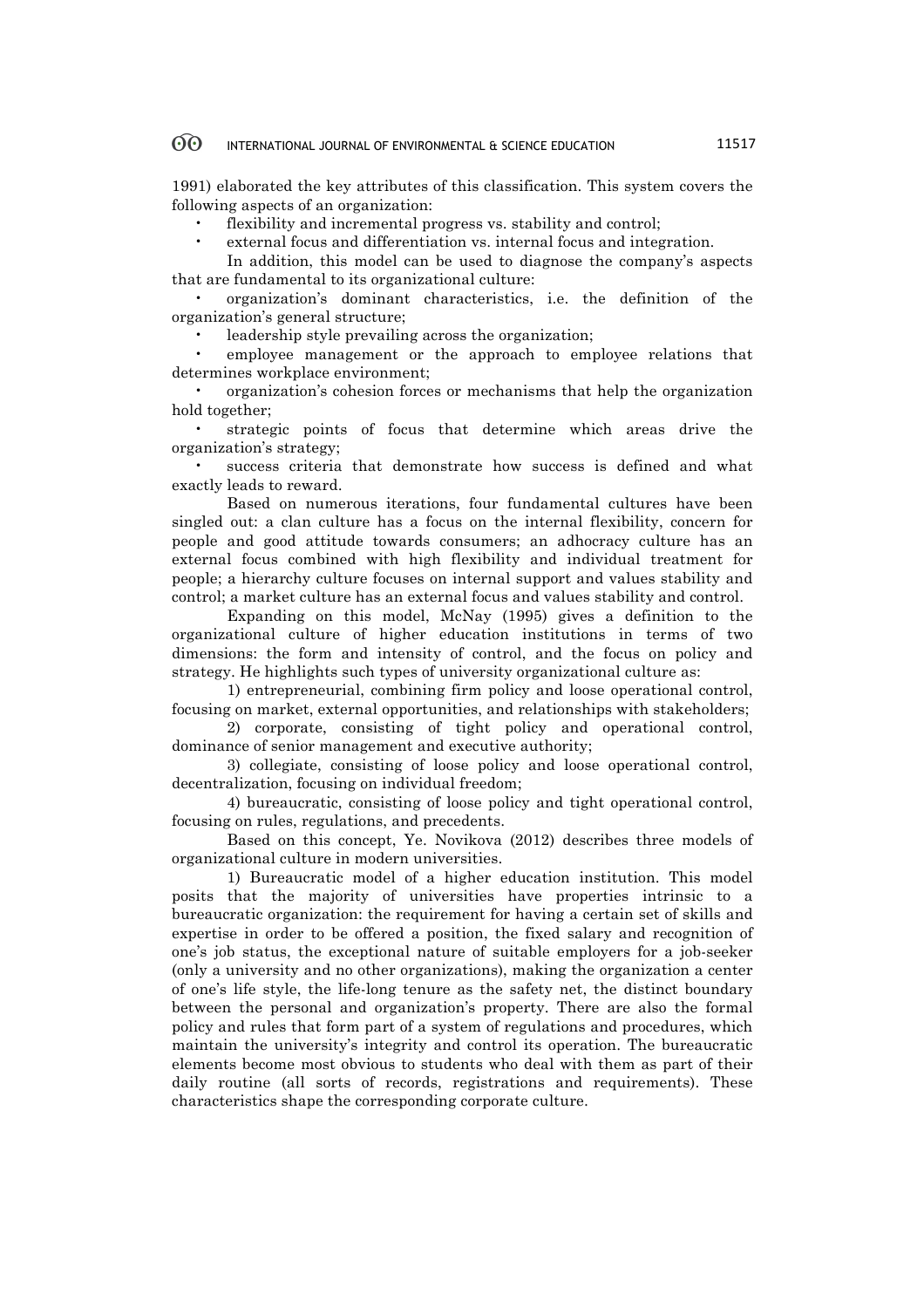1991) elaborated the key attributes of this classification. This system covers the following aspects of an organization:

- flexibility and incremental progress vs. stability and control;
- external focus and differentiation vs. internal focus and integration.

In addition, this model can be used to diagnose the company's aspects that are fundamental to its organizational culture:

- organization's dominant characteristics, i.e. the definition of the organization's general structure;
- leadership style prevailing across the organization;
- employee management or the approach to employee relations that determines workplace environment;
- organization's cohesion forces or mechanisms that help the organization hold together;
- strategic points of focus that determine which areas drive the organization's strategy;
- success criteria that demonstrate how success is defined and what exactly leads to reward.

Based on numerous iterations, four fundamental cultures have been singled out: a clan culture has a focus on the internal flexibility, concern for people and good attitude towards consumers; an adhocracy culture has an external focus combined with high flexibility and individual treatment for people; a hierarchy culture focuses on internal support and values stability and control; a market culture has an external focus and values stability and control.

Expanding on this model, McNay (1995) gives a definition to the organizational culture of higher education institutions in terms of two dimensions: the form and intensity of control, and the focus on policy and strategy. He highlights such types of university organizational culture as:

1) entrepreneurial, combining firm policy and loose operational control, focusing on market, external opportunities, and relationships with stakeholders;

2) corporate, consisting of tight policy and operational control, dominance of senior management and executive authority;

3) collegiate, consisting of loose policy and loose operational control, decentralization, focusing on individual freedom;

4) bureaucratic, consisting of loose policy and tight operational control, focusing on rules, regulations, and precedents.

Based on this concept, Ye. Novikova (2012) describes three models of organizational culture in modern universities.

1) Bureaucratic model of a higher education institution. This model posits that the majority of universities have properties intrinsic to a bureaucratic organization: the requirement for having a certain set of skills and expertise in order to be offered a position, the fixed salary and recognition of one's job status, the exceptional nature of suitable employers for a job-seeker (only a university and no other organizations), making the organization a center of one's life style, the life-long tenure as the safety net, the distinct boundary between the personal and organization's property. There are also the formal policy and rules that form part of a system of regulations and procedures, which maintain the university's integrity and control its operation. The bureaucratic elements become most obvious to students who deal with them as part of their daily routine (all sorts of records, registrations and requirements). These characteristics shape the corresponding corporate culture.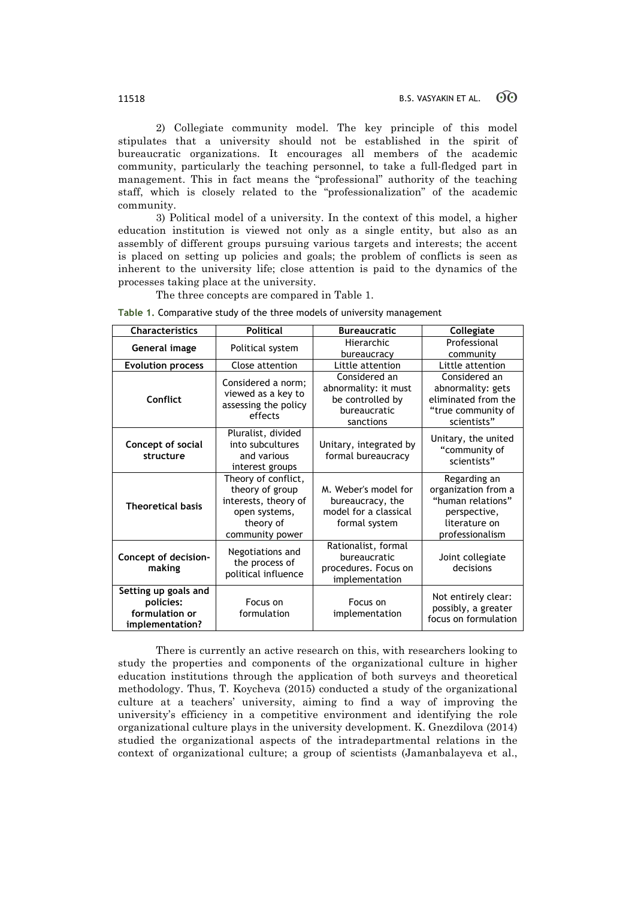2) Collegiate community model. The key principle of this model stipulates that a university should not be established in the spirit of bureaucratic organizations. It encourages all members of the academic community, particularly the teaching personnel, to take a full-fledged part in management. This in fact means the "professional" authority of the teaching staff, which is closely related to the "professionalization" of the academic community.

3) Political model of a university. In the context of this model, a higher education institution is viewed not only as a single entity, but also as an assembly of different groups pursuing various targets and interests; the accent is placed on setting up policies and goals; the problem of conflicts is seen as inherent to the university life; close attention is paid to the dynamics of the processes taking place at the university.

The three concepts are compared in Table 1.

**Table 1.** Comparative study of the three models of university management

| Characteristics | Political | Bureaucratic | Collegiate |
|---|---|---|---|
| **General image** | Political system | Hierarchic bureaucracy | Professional community |
| **Evolution process** | Close attention | Little attention | Little attention |
| **Conflict** | Considered a norm; viewed as a key to assessing the policy effects | Considered an abnormality: it must be controlled by bureaucratic sanctions | Considered an abnormality: gets eliminated from the "true community of scientists" |
| **Concept of social structure** | Pluralist, divided into subcultures and various interest groups | Unitary, integrated by formal bureaucracy | Unitary, the united "community of scientists" |
| **Theoretical basis** | Theory of conflict, theory of group interests, theory of open systems, theory of community power | M. Weber's model for bureaucracy, the model for a classical formal system | Regarding an organization from a "human relations" perspective, literature on professionalism |
| **Concept of decision-making** | Negotiations and the process of political influence | Rationalist, formal bureaucratic procedures. Focus on implementation | Joint collegiate decisions |
| **Setting up goals and policies: formulation or implementation?** | Focus on formulation | Focus on implementation | Not entirely clear: possibly, a greater focus on formulation |

There is currently an active research on this, with researchers looking to study the properties and components of the organizational culture in higher education institutions through the application of both surveys and theoretical methodology. Thus, T. Koycheva (2015) conducted a study of the organizational culture at a teachers' university, aiming to find a way of improving the university's efficiency in a competitive environment and identifying the role organizational culture plays in the university development. K. Gnezdilova (2014) studied the organizational aspects of the intradepartmental relations in the context of organizational culture; a group of scientists (Jamanbalayeva et al.,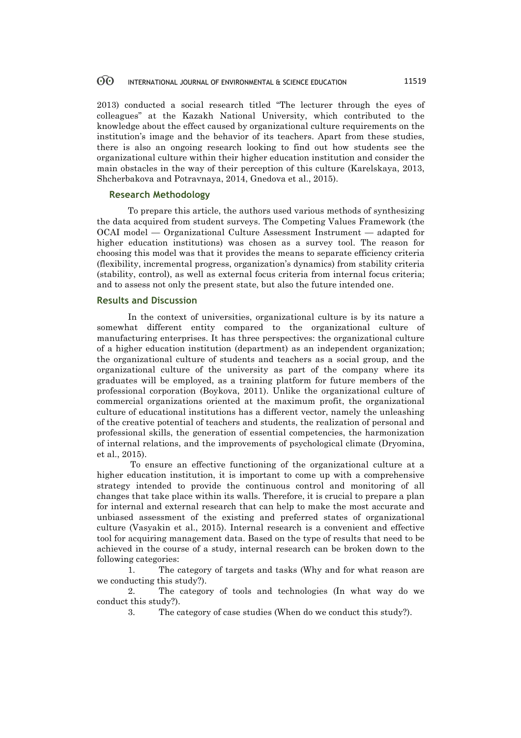2013) conducted a social research titled "The lecturer through the eyes of colleagues" at the Kazakh National University, which contributed to the knowledge about the effect caused by organizational culture requirements on the institution's image and the behavior of its teachers. Apart from these studies, there is also an ongoing research looking to find out how students see the organizational culture within their higher education institution and consider the main obstacles in the way of their perception of this culture (Karelskaya, 2013, Shcherbakova and Potravnaya, 2014, Gnedova et al., 2015).

## Research Methodology

To prepare this article, the authors used various methods of synthesizing the data acquired from student surveys. The Competing Values Framework (the OCAI model — Organizational Culture Assessment Instrument — adapted for higher education institutions) was chosen as a survey tool. The reason for choosing this model was that it provides the means to separate efficiency criteria (flexibility, incremental progress, organization's dynamics) from stability criteria (stability, control), as well as external focus criteria from internal focus criteria; and to assess not only the present state, but also the future intended one.

## Results and Discussion

In the context of universities, organizational culture is by its nature a somewhat different entity compared to the organizational culture of manufacturing enterprises. It has three perspectives: the organizational culture of a higher education institution (department) as an independent organization; the organizational culture of students and teachers as a social group, and the organizational culture of the university as part of the company where its graduates will be employed, as a training platform for future members of the professional corporation (Boykova, 2011). Unlike the organizational culture of commercial organizations oriented at the maximum profit, the organizational culture of educational institutions has a different vector, namely the unleashing of the creative potential of teachers and students, the realization of personal and professional skills, the generation of essential competencies, the harmonization of internal relations, and the improvements of psychological climate (Dryomina, et al., 2015).

To ensure an effective functioning of the organizational culture at a higher education institution, it is important to come up with a comprehensive strategy intended to provide the continuous control and monitoring of all changes that take place within its walls. Therefore, it is crucial to prepare a plan for internal and external research that can help to make the most accurate and unbiased assessment of the existing and preferred states of organizational culture (Vasyakin et al., 2015). Internal research is a convenient and effective tool for acquiring management data. Based on the type of results that need to be achieved in the course of a study, internal research can be broken down to the following categories:

1. The category of targets and tasks (Why and for what reason are we conducting this study?).
2. The category of tools and technologies (In what way do we conduct this study?).
3. The category of case studies (When do we conduct this study?).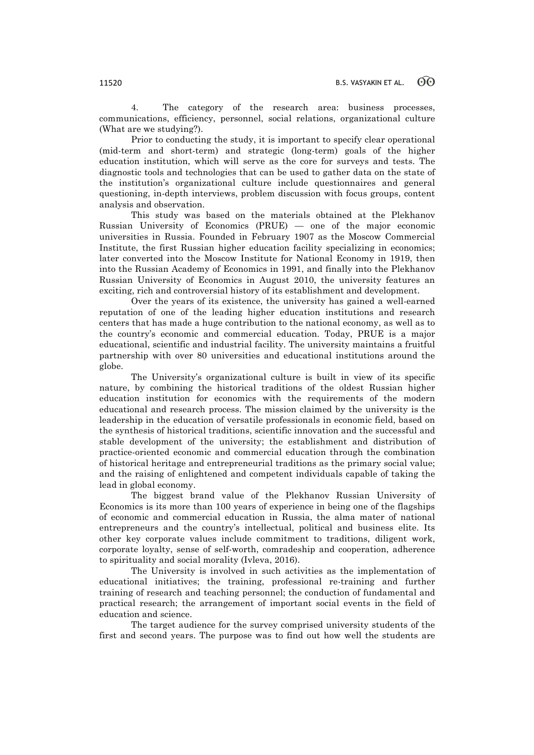4. The category of the research area: business processes, communications, efficiency, personnel, social relations, organizational culture (What are we studying?).

Prior to conducting the study, it is important to specify clear operational (mid-term and short-term) and strategic (long-term) goals of the higher education institution, which will serve as the core for surveys and tests. The diagnostic tools and technologies that can be used to gather data on the state of the institution's organizational culture include questionnaires and general questioning, in-depth interviews, problem discussion with focus groups, content analysis and observation.

This study was based on the materials obtained at the Plekhanov Russian University of Economics (PRUE) — one of the major economic universities in Russia. Founded in February 1907 as the Moscow Commercial Institute, the first Russian higher education facility specializing in economics; later converted into the Moscow Institute for National Economy in 1919, then into the Russian Academy of Economics in 1991, and finally into the Plekhanov Russian University of Economics in August 2010, the university features an exciting, rich and controversial history of its establishment and development.

Over the years of its existence, the university has gained a well-earned reputation of one of the leading higher education institutions and research centers that has made a huge contribution to the national economy, as well as to the country's economic and commercial education. Today, PRUE is a major educational, scientific and industrial facility. The university maintains a fruitful partnership with over 80 universities and educational institutions around the globe.

The University's organizational culture is built in view of its specific nature, by combining the historical traditions of the oldest Russian higher education institution for economics with the requirements of the modern educational and research process. The mission claimed by the university is the leadership in the education of versatile professionals in economic field, based on the synthesis of historical traditions, scientific innovation and the successful and stable development of the university; the establishment and distribution of practice-oriented economic and commercial education through the combination of historical heritage and entrepreneurial traditions as the primary social value; and the raising of enlightened and competent individuals capable of taking the lead in global economy.

The biggest brand value of the Plekhanov Russian University of Economics is its more than 100 years of experience in being one of the flagships of economic and commercial education in Russia, the alma mater of national entrepreneurs and the country's intellectual, political and business elite. Its other key corporate values include commitment to traditions, diligent work, corporate loyalty, sense of self-worth, comradeship and cooperation, adherence to spirituality and social morality (Ivleva, 2016).

The University is involved in such activities as the implementation of educational initiatives; the training, professional re-training and further training of research and teaching personnel; the conduction of fundamental and practical research; the arrangement of important social events in the field of education and science.

The target audience for the survey comprised university students of the first and second years. The purpose was to find out how well the students are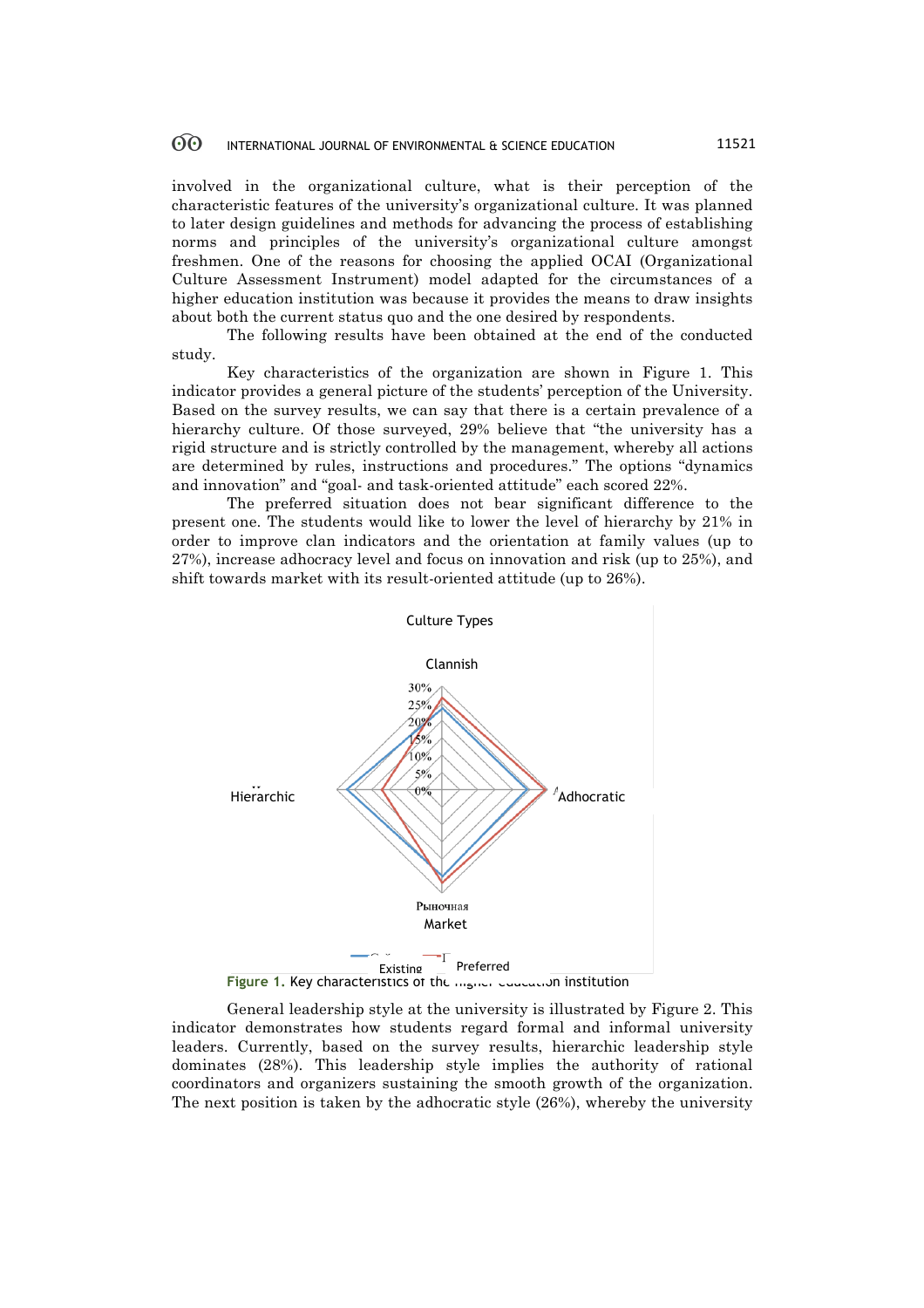involved in the organizational culture, what is their perception of the characteristic features of the university's organizational culture. It was planned to later design guidelines and methods for advancing the process of establishing norms and principles of the university's organizational culture amongst freshmen. One of the reasons for choosing the applied OCAI (Organizational Culture Assessment Instrument) model adapted for the circumstances of a higher education institution was because it provides the means to draw insights about both the current status quo and the one desired by respondents.

The following results have been obtained at the end of the conducted study.

Key characteristics of the organization are shown in Figure 1. This indicator provides a general picture of the students' perception of the University. Based on the survey results, we can say that there is a certain prevalence of a hierarchy culture. Of those surveyed, 29% believe that "the university has a rigid structure and is strictly controlled by the management, whereby all actions are determined by rules, instructions and procedures." The options "dynamics and innovation" and "goal- and task-oriented attitude" each scored 22%.

The preferred situation does not bear significant difference to the present one. The students would like to lower the level of hierarchy by 21% in order to improve clan indicators and the orientation at family values (up to 27%), increase adhocracy level and focus on innovation and risk (up to 25%), and shift towards market with its result-oriented attitude (up to 26%).

Culture Types

Clannish

Hierarchic

Adhocratic

Рыночная
Market

Existing    Preferred

**Figure 1.** Key characteristics of the higher education institution

General leadership style at the university is illustrated by Figure 2. This indicator demonstrates how students regard formal and informal university leaders. Currently, based on the survey results, hierarchic leadership style dominates (28%). This leadership style implies the authority of rational coordinators and organizers sustaining the smooth growth of the organization. The next position is taken by the adhocratic style (26%), whereby the university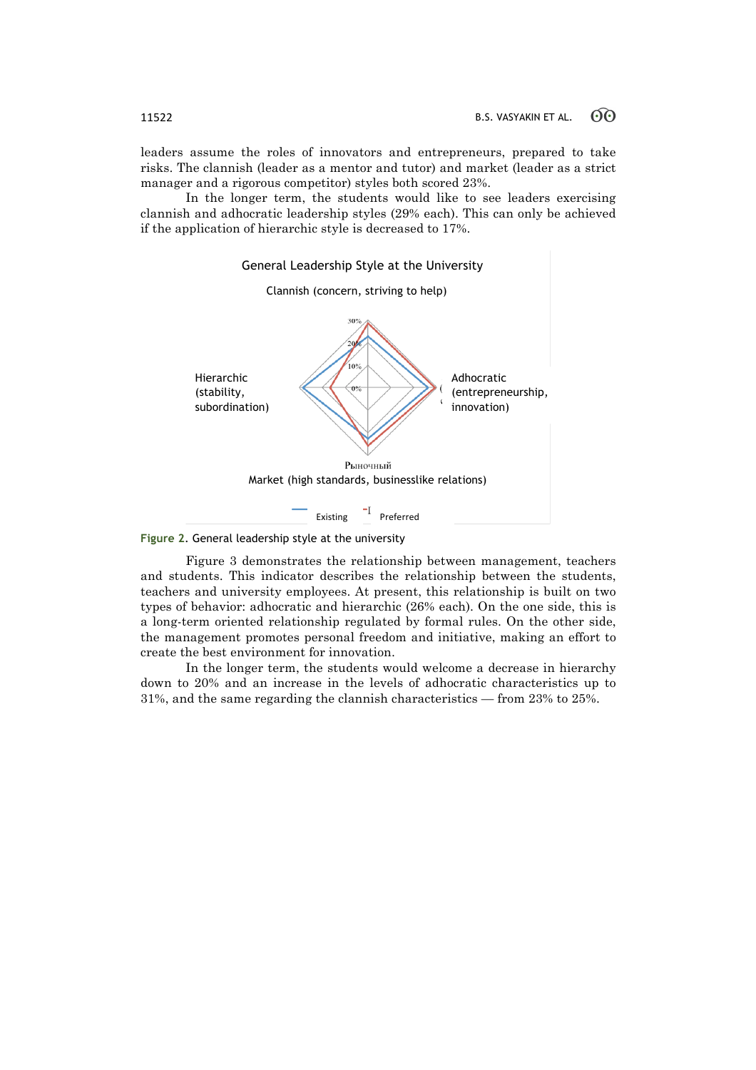leaders assume the roles of innovators and entrepreneurs, prepared to take risks. The clannish (leader as a mentor and tutor) and market (leader as a strict manager and a rigorous competitor) styles both scored 23%.

In the longer term, the students would like to see leaders exercising clannish and adhocratic leadership styles (29% each). This can only be achieved if the application of hierarchic style is decreased to 17%.

General Leadership Style at the University

Clannish (concern, striving to help)

Hierarchic (stability, subordination)

Adhocratic (entrepreneurship, innovation)

Рыночный

Market (high standards, businesslike relations)

Existing Preferred

**Figure 2.** General leadership style at the university

Figure 3 demonstrates the relationship between management, teachers and students. This indicator describes the relationship between the students, teachers and university employees. At present, this relationship is built on two types of behavior: adhocratic and hierarchic (26% each). On the one side, this is a long-term oriented relationship regulated by formal rules. On the other side, the management promotes personal freedom and initiative, making an effort to create the best environment for innovation.

In the longer term, the students would welcome a decrease in hierarchy down to 20% and an increase in the levels of adhocratic characteristics up to 31%, and the same regarding the clannish characteristics — from 23% to 25%.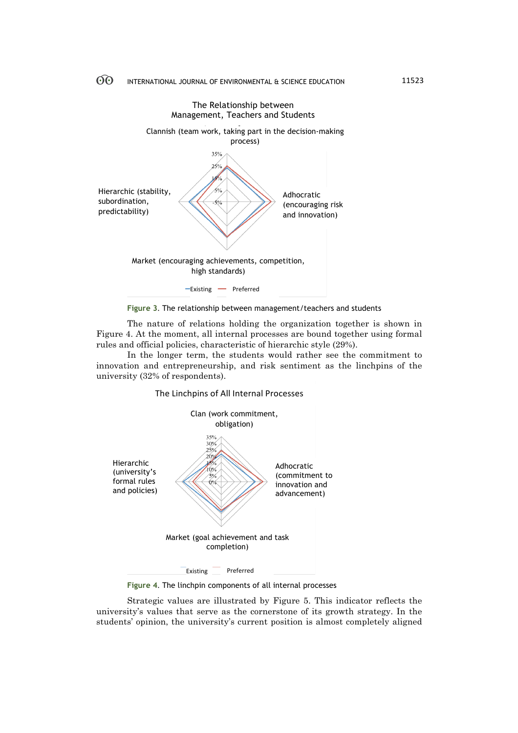**Figure 3**. The relationship between management/teachers and students

The nature of relations holding the organization together is shown in Figure 4. At the moment, all internal processes are bound together using formal rules and official policies, characteristic of hierarchic style (29%).

In the longer term, the students would rather see the commitment to innovation and entrepreneurship, and risk sentiment as the linchpins of the university (32% of respondents).

**Figure 4**. The linchpin components of all internal processes

Strategic values are illustrated by Figure 5. This indicator reflects the university's values that serve as the cornerstone of its growth strategy. In the students' opinion, the university's current position is almost completely aligned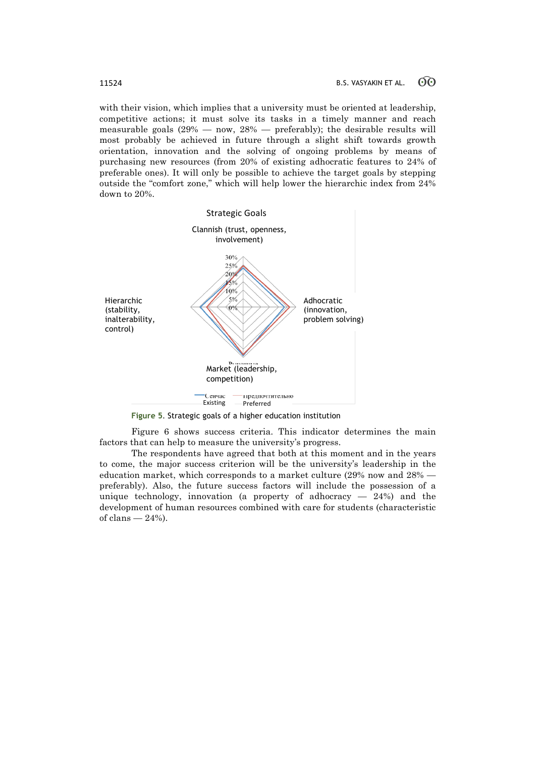with their vision, which implies that a university must be oriented at leadership, competitive actions; it must solve its tasks in a timely manner and reach measurable goals (29% — now, 28% — preferably); the desirable results will most probably be achieved in future through a slight shift towards growth orientation, innovation and the solving of ongoing problems by means of purchasing new resources (from 20% of existing adhocratic features to 24% of preferable ones). It will only be possible to achieve the target goals by stepping outside the "comfort zone," which will help lower the hierarchic index from 24% down to 20%.

**Figure 5**. Strategic goals of a higher education institution

Figure 6 shows success criteria. This indicator determines the main factors that can help to measure the university's progress.

The respondents have agreed that both at this moment and in the years to come, the major success criterion will be the university's leadership in the education market, which corresponds to a market culture (29% now and 28% — preferably). Also, the future success factors will include the possession of a unique technology, innovation (a property of adhocracy — 24%) and the development of human resources combined with care for students (characteristic of clans — 24%).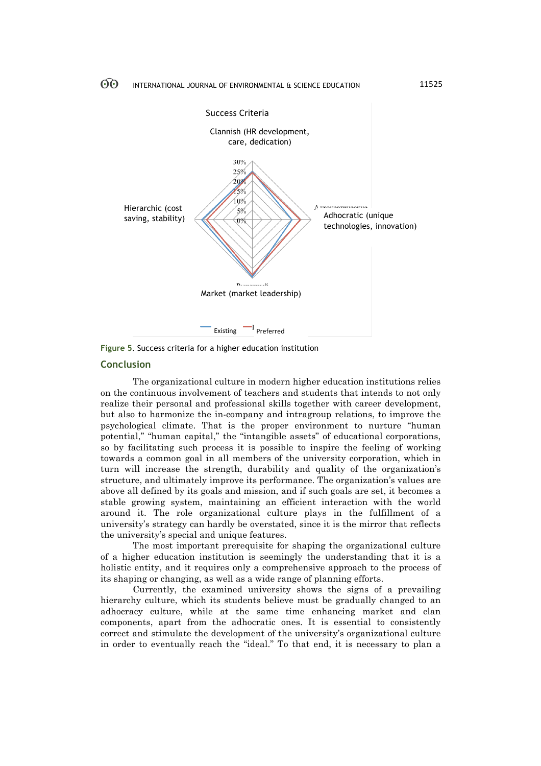Success Criteria

Clannish (HR development, care, dedication)

Hierarchic (cost saving, stability)

Adhocratic (unique technologies, innovation)

Market (market leadership)

Existing Preferred

Figure 5. Success criteria for a higher education institution

## Conclusion

The organizational culture in modern higher education institutions relies on the continuous involvement of teachers and students that intends to not only realize their personal and professional skills together with career development, but also to harmonize the in-company and intragroup relations, to improve the psychological climate. That is the proper environment to nurture "human potential," "human capital," the "intangible assets" of educational corporations, so by facilitating such process it is possible to inspire the feeling of working towards a common goal in all members of the university corporation, which in turn will increase the strength, durability and quality of the organization's structure, and ultimately improve its performance. The organization's values are above all defined by its goals and mission, and if such goals are set, it becomes a stable growing system, maintaining an efficient interaction with the world around it. The role organizational culture plays in the fulfillment of a university's strategy can hardly be overstated, since it is the mirror that reflects the university's special and unique features.

The most important prerequisite for shaping the organizational culture of a higher education institution is seemingly the understanding that it is a holistic entity, and it requires only a comprehensive approach to the process of its shaping or changing, as well as a wide range of planning efforts.

Currently, the examined university shows the signs of a prevailing hierarchy culture, which its students believe must be gradually changed to an adhocracy culture, while at the same time enhancing market and clan components, apart from the adhocratic ones. It is essential to consistently correct and stimulate the development of the university's organizational culture in order to eventually reach the "ideal." To that end, it is necessary to plan a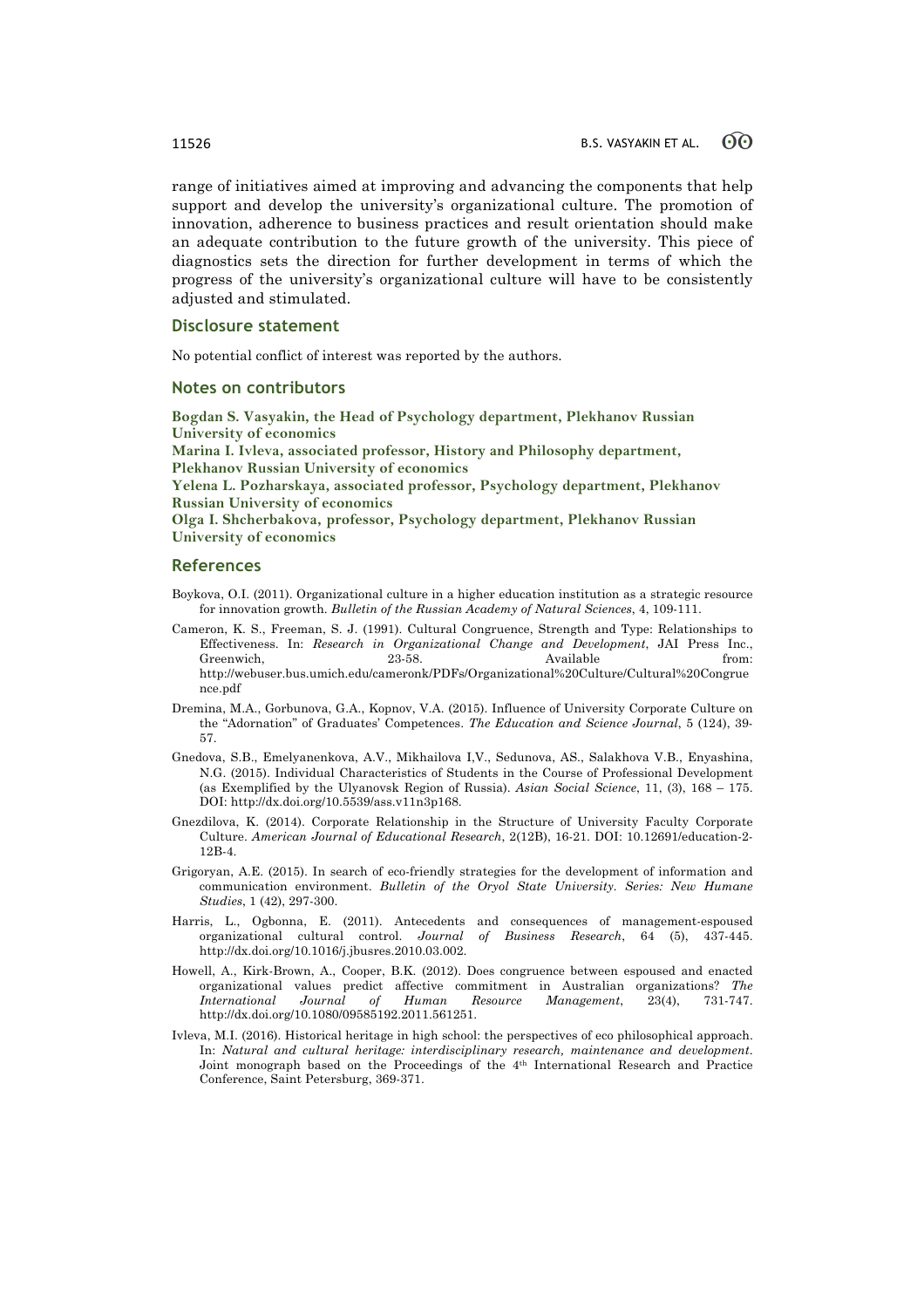range of initiatives aimed at improving and advancing the components that help support and develop the university's organizational culture. The promotion of innovation, adherence to business practices and result orientation should make an adequate contribution to the future growth of the university. This piece of diagnostics sets the direction for further development in terms of which the progress of the university's organizational culture will have to be consistently adjusted and stimulated.

## Disclosure statement

No potential conflict of interest was reported by the authors.

## Notes on contributors

**Bogdan S. Vasyakin, the Head of Psychology department, Plekhanov Russian University of economics**

**Marina I. Ivleva, associated professor, History and Philosophy department, Plekhanov Russian University of economics**

**Yelena L. Pozharskaya, associated professor, Psychology department, Plekhanov Russian University of economics**

**Olga I. Shcherbakova, professor, Psychology department, Plekhanov Russian University of economics**

## References

Boykova, O.I. (2011). Organizational culture in a higher education institution as a strategic resource for innovation growth. *Bulletin of the Russian Academy of Natural Sciences*, 4, 109-111.

Cameron, K. S., Freeman, S. J. (1991). Cultural Congruence, Strength and Type: Relationships to Effectiveness. In: *Research in Organizational Change and Development*, JAI Press Inc., Greenwich, 23-58. Available from: http://webuser.bus.umich.edu/cameronk/PDFs/Organizational%20Culture/Cultural%20Congruence.pdf

Dremina, M.A., Gorbunova, G.A., Kopnov, V.A. (2015). Influence of University Corporate Culture on the "Adornation" of Graduates' Competences. *The Education and Science Journal*, 5 (124), 39-57.

Gnedova, S.B., Emelyanenkova, A.V., Mikhailova I,V., Sedunova, AS., Salakhova V.B., Enyashina, N.G. (2015). Individual Characteristics of Students in the Course of Professional Development (as Exemplified by the Ulyanovsk Region of Russia). *Asian Social Science*, 11, (3), 168 – 175. DOI: http://dx.doi.org/10.5539/ass.v11n3p168.

Gnezdilova, K. (2014). Corporate Relationship in the Structure of University Faculty Corporate Culture. *American Journal of Educational Research*, 2(12B), 16-21. DOI: 10.12691/education-2-12B-4.

Grigoryan, A.E. (2015). In search of eco-friendly strategies for the development of information and communication environment. *Bulletin of the Oryol State University. Series: New Humane Studies*, 1 (42), 297-300.

Harris, L., Ogbonna, E. (2011). Antecedents and consequences of management-espoused organizational cultural control. *Journal of Business Research*, 64 (5), 437-445. http://dx.doi.org/10.1016/j.jbusres.2010.03.002.

Howell, A., Kirk-Brown, A., Cooper, B.K. (2012). Does congruence between espoused and enacted organizational values predict affective commitment in Australian organizations? *The International Journal of Human Resource Management*, 23(4), 731-747. http://dx.doi.org/10.1080/09585192.2011.561251.

Ivleva, M.I. (2016). Historical heritage in high school: the perspectives of eco philosophical approach. In: *Natural and cultural heritage: interdisciplinary research, maintenance and development*. Joint monograph based on the Proceedings of the 4th International Research and Practice Conference, Saint Petersburg, 369-371.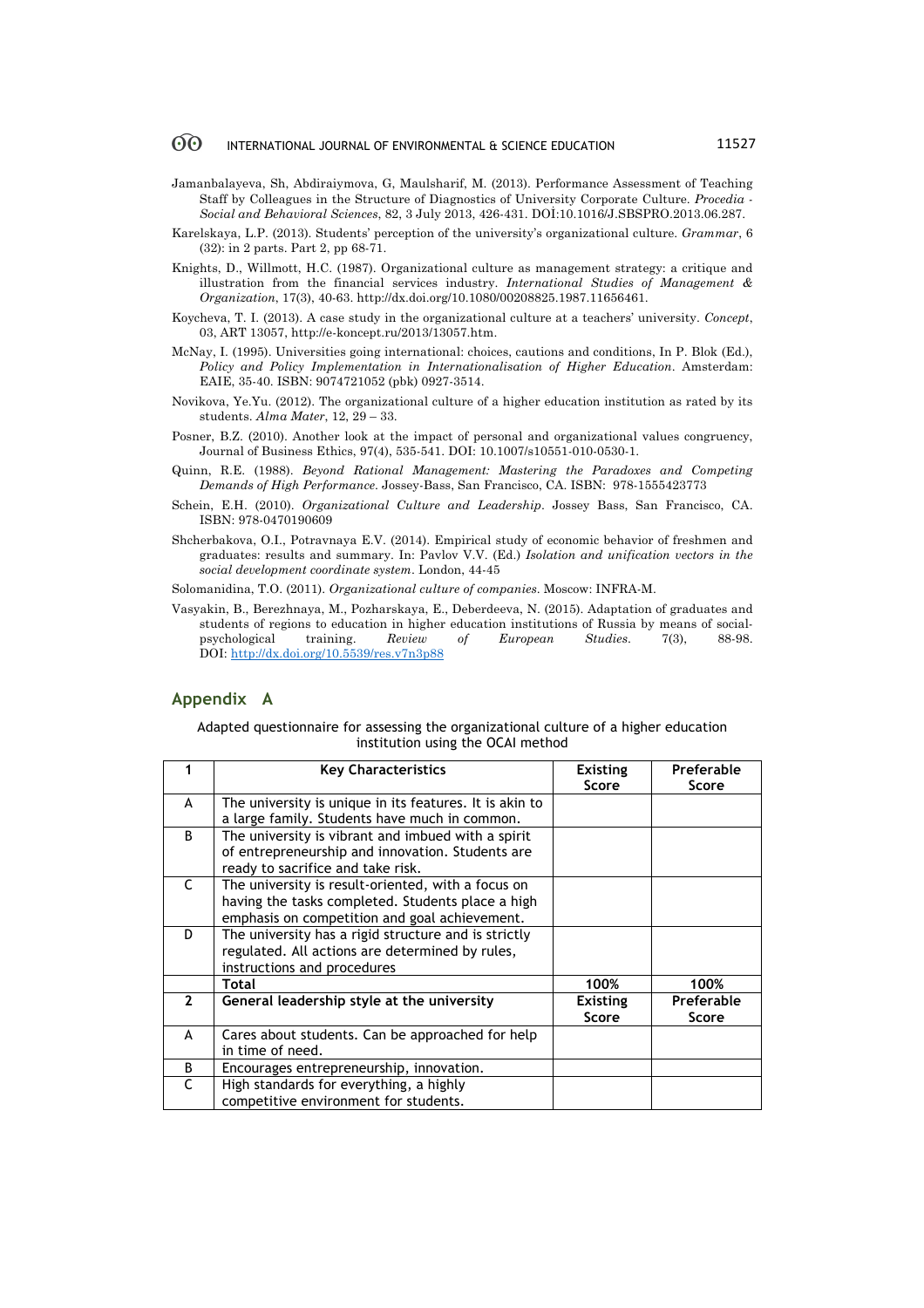Jamanbalayeva, Sh, Abdiraiymova, G, Maulsharif, M. (2013). Performance Assessment of Teaching Staff by Colleagues in the Structure of Diagnostics of University Corporate Culture. *Procedia - Social and Behavioral Sciences*, 82, 3 July 2013, 426-431. DOI:10.1016/J.SBSPRO.2013.06.287.

Karelskaya, L.P. (2013). Students' perception of the university's organizational culture. *Grammar*, 6 (32): in 2 parts. Part 2, pp 68-71.

Knights, D., Willmott, H.C. (1987). Organizational culture as management strategy: a critique and illustration from the financial services industry. *International Studies of Management & Organization*, 17(3), 40-63. http://dx.doi.org/10.1080/00208825.1987.11656461.

Koycheva, T. I. (2013). A case study in the organizational culture at a teachers' university. *Concept*, 03, ART 13057, http://e-koncept.ru/2013/13057.htm.

McNay, I. (1995). Universities going international: choices, cautions and conditions, In P. Blok (Ed.), *Policy and Policy Implementation in Internationalisation of Higher Education*. Amsterdam: EAIE, 35-40. ISBN: 9074721052 (pbk) 0927-3514.

Novikova, Ye.Yu. (2012). The organizational culture of a higher education institution as rated by its students. *Alma Mater*, 12, 29 – 33.

Posner, B.Z. (2010). Another look at the impact of personal and organizational values congruency, Journal of Business Ethics, 97(4), 535-541. DOI: 10.1007/s10551-010-0530-1.

Quinn, R.E. (1988). *Beyond Rational Management: Mastering the Paradoxes and Competing Demands of High Performance*. Jossey-Bass, San Francisco, CA. ISBN: 978-1555423773

Schein, E.H. (2010). *Organizational Culture and Leadership*. Jossey Bass, San Francisco, CA. ISBN: 978-0470190609

Shcherbakova, O.I., Potravnaya E.V. (2014). Empirical study of economic behavior of freshmen and graduates: results and summary. In: Pavlov V.V. (Ed.) *Isolation and unification vectors in the social development coordinate system*. London, 44-45

Solomanidina, T.O. (2011). *Organizational culture of companies*. Moscow: INFRA-M.

Vasyakin, B., Berezhnaya, M., Pozharskaya, E., Deberdeeva, N. (2015). Adaptation of graduates and students of regions to education in higher education institutions of Russia by means of social-psychological training. *Review of European Studies*. 7(3), 88-98. DOI: http://dx.doi.org/10.5539/res.v7n3p88

## Appendix A

Adapted questionnaire for assessing the organizational culture of a higher education institution using the OCAI method

| **1** | **Key Characteristics** | **Existing Score** | **Preferable Score** |
|---|---|---|---|
| A | The university is unique in its features. It is akin to a large family. Students have much in common. | | |
| B | The university is vibrant and imbued with a spirit of entrepreneurship and innovation. Students are ready to sacrifice and take risk. | | |
| C | The university is result-oriented, with a focus on having the tasks completed. Students place a high emphasis on competition and goal achievement. | | |
| D | The university has a rigid structure and is strictly regulated. All actions are determined by rules, instructions and procedures | | |
| | **Total** | **100%** | **100%** |
| **2** | **General leadership style at the university** | **Existing Score** | **Preferable Score** |
| A | Cares about students. Can be approached for help in time of need. | | |
| B | Encourages entrepreneurship, innovation. | | |
| C | High standards for everything, a highly competitive environment for students. | | |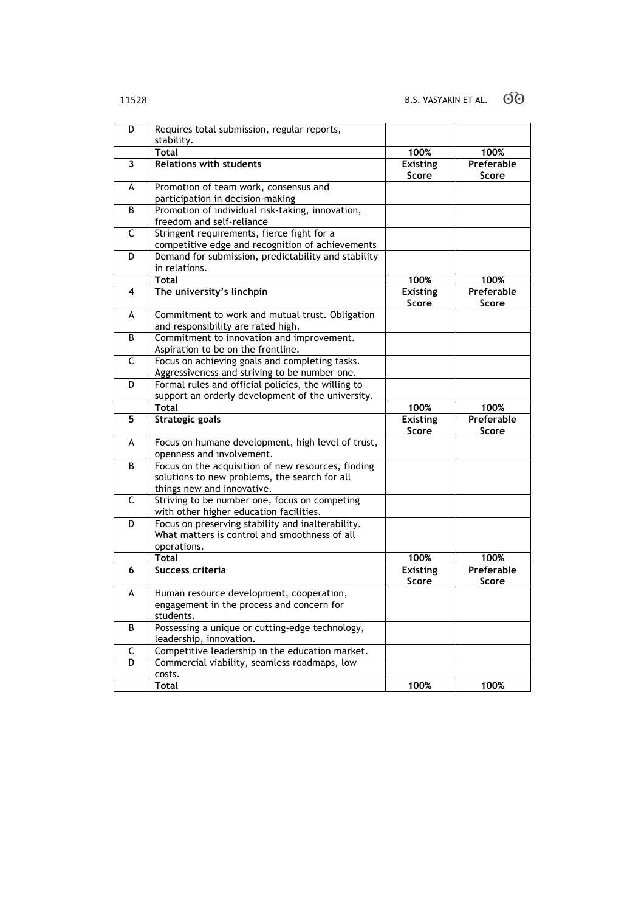| | | | |
|---|---|---|---|
| D | Requires total submission, regular reports, stability. | | |
| | **Total** | **100%** | **100%** |
| **3** | **Relations with students** | **Existing Score** | **Preferable Score** |
| A | Promotion of team work, consensus and participation in decision-making | | |
| B | Promotion of individual risk-taking, innovation, freedom and self-reliance | | |
| C | Stringent requirements, fierce fight for a competitive edge and recognition of achievements | | |
| D | Demand for submission, predictability and stability in relations. | | |
| | **Total** | **100%** | **100%** |
| **4** | **The university's linchpin** | **Existing Score** | **Preferable Score** |
| A | Commitment to work and mutual trust. Obligation and responsibility are rated high. | | |
| B | Commitment to innovation and improvement. Aspiration to be on the frontline. | | |
| C | Focus on achieving goals and completing tasks. Aggressiveness and striving to be number one. | | |
| D | Formal rules and official policies, the willing to support an orderly development of the university. | | |
| | **Total** | **100%** | **100%** |
| **5** | **Strategic goals** | **Existing Score** | **Preferable Score** |
| A | Focus on humane development, high level of trust, openness and involvement. | | |
| B | Focus on the acquisition of new resources, finding solutions to new problems, the search for all things new and innovative. | | |
| C | Striving to be number one, focus on competing with other higher education facilities. | | |
| D | Focus on preserving stability and inalterability. What matters is control and smoothness of all operations. | | |
| | **Total** | **100%** | **100%** |
| **6** | **Success criteria** | **Existing Score** | **Preferable Score** |
| A | Human resource development, cooperation, engagement in the process and concern for students. | | |
| B | Possessing a unique or cutting-edge technology, leadership, innovation. | | |
| C | Competitive leadership in the education market. | | |
| D | Commercial viability, seamless roadmaps, low costs. | | |
| | **Total** | **100%** | **100%** |